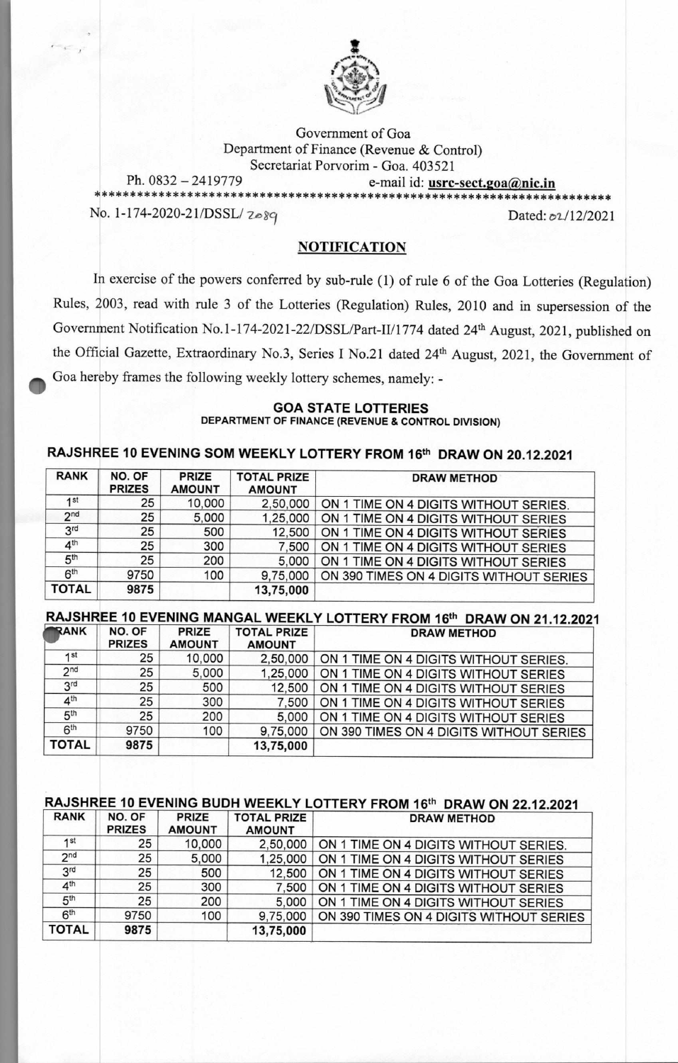Government of Goa
Department of Finance (Revenue & Control)
Secretariat Porvorim - Goa. 403521
Ph. 0832 – 2419779 e-mail id: **usrc-sect.goa@nic.in**

No. 1-174-2020-21/DSSL/ 2089 Dated: 02/12/2021

## NOTIFICATION

In exercise of the powers conferred by sub-rule (1) of rule 6 of the Goa Lotteries (Regulation) Rules, 2003, read with rule 3 of the Lotteries (Regulation) Rules, 2010 and in supersession of the Government Notification No.1-174-2021-22/DSSL/Part-II/1774 dated 24th August, 2021, published on the Official Gazette, Extraordinary No.3, Series I No.21 dated 24th August, 2021, the Government of Goa hereby frames the following weekly lottery schemes, namely: -

### GOA STATE LOTTERIES
DEPARTMENT OF FINANCE (REVENUE & CONTROL DIVISION)

#### RAJSHREE 10 EVENING SOM WEEKLY LOTTERY FROM 16th DRAW ON 20.12.2021

| RANK | NO. OF PRIZES | PRIZE AMOUNT | TOTAL PRIZE AMOUNT | DRAW METHOD |
|---|---|---|---|---|
| 1st | 25 | 10,000 | 2,50,000 | ON 1 TIME ON 4 DIGITS WITHOUT SERIES. |
| 2nd | 25 | 5,000 | 1,25,000 | ON 1 TIME ON 4 DIGITS WITHOUT SERIES |
| 3rd | 25 | 500 | 12,500 | ON 1 TIME ON 4 DIGITS WITHOUT SERIES |
| 4th | 25 | 300 | 7,500 | ON 1 TIME ON 4 DIGITS WITHOUT SERIES |
| 5th | 25 | 200 | 5,000 | ON 1 TIME ON 4 DIGITS WITHOUT SERIES |
| 6th | 9750 | 100 | 9,75,000 | ON 390 TIMES ON 4 DIGITS WITHOUT SERIES |
| TOTAL | 9875 | | 13,75,000 | |

#### RAJSHREE 10 EVENING MANGAL WEEKLY LOTTERY FROM 16th DRAW ON 21.12.2021

| RANK | NO. OF PRIZES | PRIZE AMOUNT | TOTAL PRIZE AMOUNT | DRAW METHOD |
|---|---|---|---|---|
| 1st | 25 | 10,000 | 2,50,000 | ON 1 TIME ON 4 DIGITS WITHOUT SERIES. |
| 2nd | 25 | 5,000 | 1,25,000 | ON 1 TIME ON 4 DIGITS WITHOUT SERIES |
| 3rd | 25 | 500 | 12,500 | ON 1 TIME ON 4 DIGITS WITHOUT SERIES |
| 4th | 25 | 300 | 7,500 | ON 1 TIME ON 4 DIGITS WITHOUT SERIES |
| 5th | 25 | 200 | 5,000 | ON 1 TIME ON 4 DIGITS WITHOUT SERIES |
| 6th | 9750 | 100 | 9,75,000 | ON 390 TIMES ON 4 DIGITS WITHOUT SERIES |
| TOTAL | 9875 | | 13,75,000 | |

#### RAJSHREE 10 EVENING BUDH WEEKLY LOTTERY FROM 16th DRAW ON 22.12.2021

| RANK | NO. OF PRIZES | PRIZE AMOUNT | TOTAL PRIZE AMOUNT | DRAW METHOD |
|---|---|---|---|---|
| 1st | 25 | 10,000 | 2,50,000 | ON 1 TIME ON 4 DIGITS WITHOUT SERIES. |
| 2nd | 25 | 5,000 | 1,25,000 | ON 1 TIME ON 4 DIGITS WITHOUT SERIES |
| 3rd | 25 | 500 | 12,500 | ON 1 TIME ON 4 DIGITS WITHOUT SERIES |
| 4th | 25 | 300 | 7,500 | ON 1 TIME ON 4 DIGITS WITHOUT SERIES |
| 5th | 25 | 200 | 5,000 | ON 1 TIME ON 4 DIGITS WITHOUT SERIES |
| 6th | 9750 | 100 | 9,75,000 | ON 390 TIMES ON 4 DIGITS WITHOUT SERIES |
| TOTAL | 9875 | | 13,75,000 | |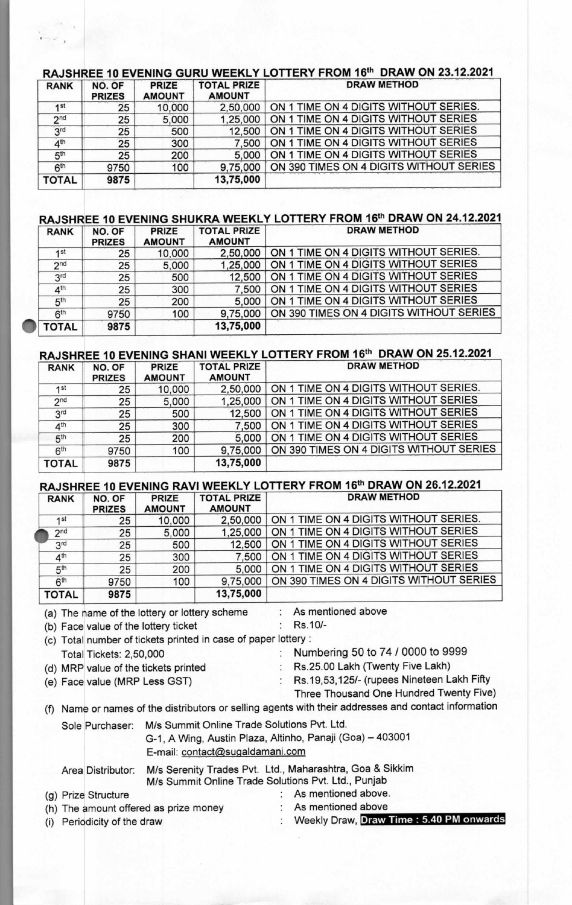### RAJSHREE 10 EVENING GURU WEEKLY LOTTERY FROM 16th DRAW ON 23.12.2021

| RANK | NO. OF PRIZES | PRIZE AMOUNT | TOTAL PRIZE AMOUNT | DRAW METHOD |
|---|---|---|---|---|
| 1st | 25 | 10,000 | 2,50,000 | ON 1 TIME ON 4 DIGITS WITHOUT SERIES. |
| 2nd | 25 | 5,000 | 1,25,000 | ON 1 TIME ON 4 DIGITS WITHOUT SERIES |
| 3rd | 25 | 500 | 12,500 | ON 1 TIME ON 4 DIGITS WITHOUT SERIES |
| 4th | 25 | 300 | 7,500 | ON 1 TIME ON 4 DIGITS WITHOUT SERIES |
| 5th | 25 | 200 | 5,000 | ON 1 TIME ON 4 DIGITS WITHOUT SERIES |
| 6th | 9750 | 100 | 9,75,000 | ON 390 TIMES ON 4 DIGITS WITHOUT SERIES |
| TOTAL | 9875 | | 13,75,000 | |

### RAJSHREE 10 EVENING SHUKRA WEEKLY LOTTERY FROM 16th DRAW ON 24.12.2021

| RANK | NO. OF PRIZES | PRIZE AMOUNT | TOTAL PRIZE AMOUNT | DRAW METHOD |
|---|---|---|---|---|
| 1st | 25 | 10,000 | 2,50,000 | ON 1 TIME ON 4 DIGITS WITHOUT SERIES. |
| 2nd | 25 | 5,000 | 1,25,000 | ON 1 TIME ON 4 DIGITS WITHOUT SERIES |
| 3rd | 25 | 500 | 12,500 | ON 1 TIME ON 4 DIGITS WITHOUT SERIES |
| 4th | 25 | 300 | 7,500 | ON 1 TIME ON 4 DIGITS WITHOUT SERIES |
| 5th | 25 | 200 | 5,000 | ON 1 TIME ON 4 DIGITS WITHOUT SERIES |
| 6th | 9750 | 100 | 9,75,000 | ON 390 TIMES ON 4 DIGITS WITHOUT SERIES |
| TOTAL | 9875 | | 13,75,000 | |

### RAJSHREE 10 EVENING SHANI WEEKLY LOTTERY FROM 16th DRAW ON 25.12.2021

| RANK | NO. OF PRIZES | PRIZE AMOUNT | TOTAL PRIZE AMOUNT | DRAW METHOD |
|---|---|---|---|---|
| 1st | 25 | 10,000 | 2,50,000 | ON 1 TIME ON 4 DIGITS WITHOUT SERIES. |
| 2nd | 25 | 5,000 | 1,25,000 | ON 1 TIME ON 4 DIGITS WITHOUT SERIES |
| 3rd | 25 | 500 | 12,500 | ON 1 TIME ON 4 DIGITS WITHOUT SERIES |
| 4th | 25 | 300 | 7,500 | ON 1 TIME ON 4 DIGITS WITHOUT SERIES |
| 5th | 25 | 200 | 5,000 | ON 1 TIME ON 4 DIGITS WITHOUT SERIES |
| 6th | 9750 | 100 | 9,75,000 | ON 390 TIMES ON 4 DIGITS WITHOUT SERIES |
| TOTAL | 9875 | | 13,75,000 | |

### RAJSHREE 10 EVENING RAVI WEEKLY LOTTERY FROM 16th DRAW ON 26.12.2021

| RANK | NO. OF PRIZES | PRIZE AMOUNT | TOTAL PRIZE AMOUNT | DRAW METHOD |
|---|---|---|---|---|
| 1st | 25 | 10,000 | 2,50,000 | ON 1 TIME ON 4 DIGITS WITHOUT SERIES. |
| 2nd | 25 | 5,000 | 1,25,000 | ON 1 TIME ON 4 DIGITS WITHOUT SERIES |
| 3rd | 25 | 500 | 12,500 | ON 1 TIME ON 4 DIGITS WITHOUT SERIES |
| 4th | 25 | 300 | 7,500 | ON 1 TIME ON 4 DIGITS WITHOUT SERIES |
| 5th | 25 | 200 | 5,000 | ON 1 TIME ON 4 DIGITS WITHOUT SERIES |
| 6th | 9750 | 100 | 9,75,000 | ON 390 TIMES ON 4 DIGITS WITHOUT SERIES |
| TOTAL | 9875 | | 13,75,000 | |

(a) The name of the lottery or lottery scheme : As mentioned above

(b) Face value of the lottery ticket : Rs.10/-

(c) Total number of tickets printed in case of paper lottery :
Total Tickets: 2,50,000 : Numbering 50 to 74 / 0000 to 9999

(d) MRP value of the tickets printed : Rs.25.00 Lakh (Twenty Five Lakh)

(e) Face value (MRP Less GST) : Rs.19,53,125/- (rupees Nineteen Lakh Fifty Three Thousand One Hundred Twenty Five)

(f) Name or names of the distributors or selling agents with their addresses and contact information

Sole Purchaser: M/s Summit Online Trade Solutions Pvt. Ltd.
G-1, A Wing, Austin Plaza, Altinho, Panaji (Goa) – 403001
E-mail: contact@sugaldamani.com

Area Distributor: M/s Serenity Trades Pvt. Ltd., Maharashtra, Goa & Sikkim
M/s Summit Online Trade Solutions Pvt. Ltd., Punjab

(g) Prize Structure : As mentioned above.

(h) The amount offered as prize money : As mentioned above

(i) Periodicity of the draw : Weekly Draw, **Draw Time : 5.40 PM onwards**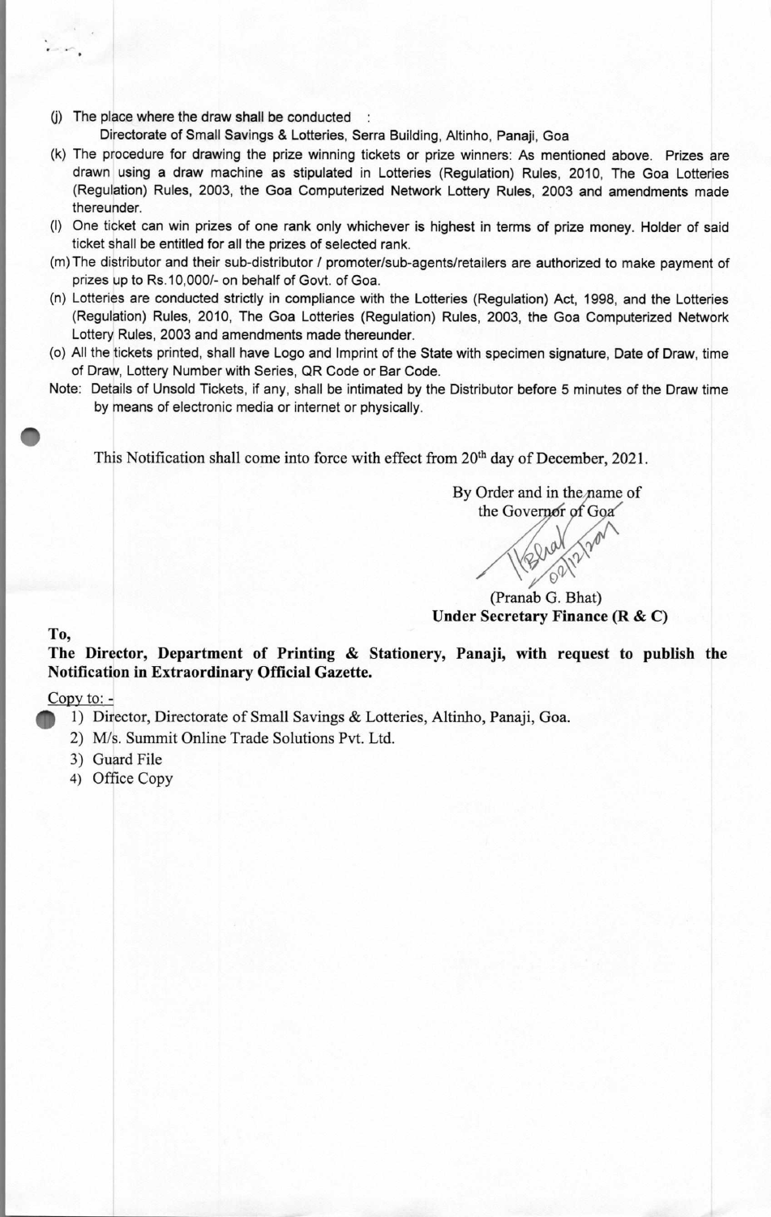(j) The place where the draw shall be conducted :

Directorate of Small Savings & Lotteries, Serra Building, Altinho, Panaji, Goa

(k) The procedure for drawing the prize winning tickets or prize winners: As mentioned above. Prizes are drawn using a draw machine as stipulated in Lotteries (Regulation) Rules, 2010, The Goa Lotteries (Regulation) Rules, 2003, the Goa Computerized Network Lottery Rules, 2003 and amendments made thereunder.

(l) One ticket can win prizes of one rank only whichever is highest in terms of prize money. Holder of said ticket shall be entitled for all the prizes of selected rank.

(m) The distributor and their sub-distributor / promoter/sub-agents/retailers are authorized to make payment of prizes up to Rs.10,000/- on behalf of Govt. of Goa.

(n) Lotteries are conducted strictly in compliance with the Lotteries (Regulation) Act, 1998, and the Lotteries (Regulation) Rules, 2010, The Goa Lotteries (Regulation) Rules, 2003, the Goa Computerized Network Lottery Rules, 2003 and amendments made thereunder.

(o) All the tickets printed, shall have Logo and Imprint of the State with specimen signature, Date of Draw, time of Draw, Lottery Number with Series, QR Code or Bar Code.

Note: Details of Unsold Tickets, if any, shall be intimated by the Distributor before 5 minutes of the Draw time by means of electronic media or internet or physically.

This Notification shall come into force with effect from 20th day of December, 2021.

By Order and in the name of
the Governor of Goa

(Pranab G. Bhat)
**Under Secretary Finance (R & C)**

**To,**

**The Director, Department of Printing & Stationery, Panaji, with request to publish the Notification in Extraordinary Official Gazette.**

Copy to: -

1) Director, Directorate of Small Savings & Lotteries, Altinho, Panaji, Goa.
2) M/s. Summit Online Trade Solutions Pvt. Ltd.
3) Guard File
4) Office Copy